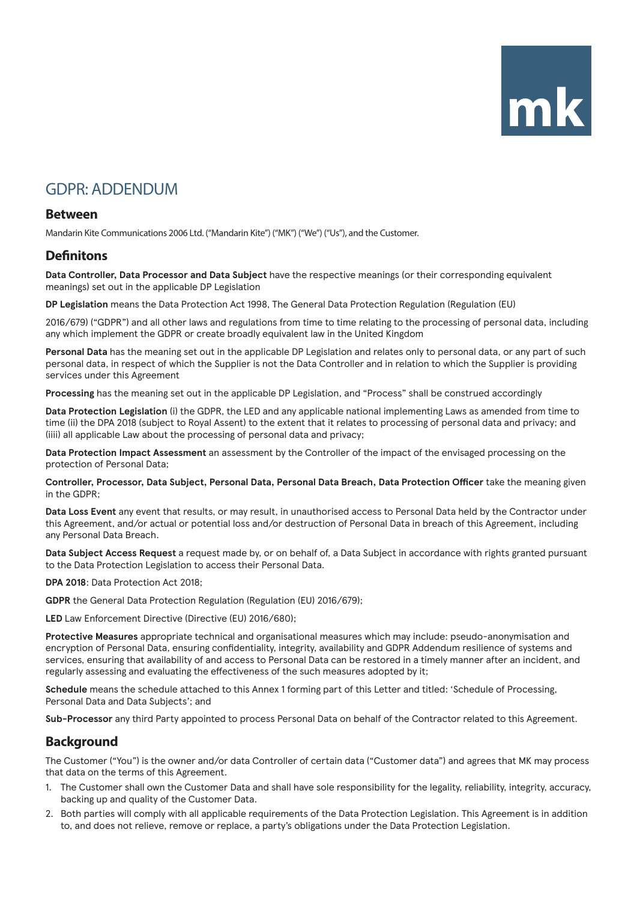mk

# GDPR: ADDENDUM

## Between

Mandarin Kite Communications 2006 Ltd. ("Mandarin Kite") ("MK") ("We") ("Us"), and the Customer.

## Definitons

**Data Controller, Data Processor and Data Subject** have the respective meanings (or their corresponding equivalent meanings) set out in the applicable DP Legislation

**DP Legislation** means the Data Protection Act 1998, The General Data Protection Regulation (Regulation (EU)

2016/679) ("GDPR") and all other laws and regulations from time to time relating to the processing of personal data, including any which implement the GDPR or create broadly equivalent law in the United Kingdom

**Personal Data** has the meaning set out in the applicable DP Legislation and relates only to personal data, or any part of such personal data, in respect of which the Supplier is not the Data Controller and in relation to which the Supplier is providing services under this Agreement

**Processing** has the meaning set out in the applicable DP Legislation, and "Process" shall be construed accordingly

**Data Protection Legislation** (i) the GDPR, the LED and any applicable national implementing Laws as amended from time to time (ii) the DPA 2018 (subject to Royal Assent) to the extent that it relates to processing of personal data and privacy; and (iiii) all applicable Law about the processing of personal data and privacy;

**Data Protection Impact Assessment** an assessment by the Controller of the impact of the envisaged processing on the protection of Personal Data;

**Controller, Processor, Data Subject, Personal Data, Personal Data Breach, Data Protection Officer** take the meaning given in the GDPR;

**Data Loss Event** any event that results, or may result, in unauthorised access to Personal Data held by the Contractor under this Agreement, and/or actual or potential loss and/or destruction of Personal Data in breach of this Agreement, including any Personal Data Breach.

**Data Subject Access Request** a request made by, or on behalf of, a Data Subject in accordance with rights granted pursuant to the Data Protection Legislation to access their Personal Data.

**DPA 2018**: Data Protection Act 2018;

**GDPR** the General Data Protection Regulation (Regulation (EU) 2016/679);

**LED** Law Enforcement Directive (Directive (EU) 2016/680);

**Protective Measures** appropriate technical and organisational measures which may include: pseudo-anonymisation and encryption of Personal Data, ensuring confidentiality, integrity, availability and GDPR Addendum resilience of systems and services, ensuring that availability of and access to Personal Data can be restored in a timely manner after an incident, and regularly assessing and evaluating the effectiveness of the such measures adopted by it;

**Schedule** means the schedule attached to this Annex 1 forming part of this Letter and titled: 'Schedule of Processing, Personal Data and Data Subjects'; and

**Sub-Processor** any third Party appointed to process Personal Data on behalf of the Contractor related to this Agreement.

## Background

The Customer ("You") is the owner and/or data Controller of certain data ("Customer data") and agrees that MK may process that data on the terms of this Agreement.

1. The Customer shall own the Customer Data and shall have sole responsibility for the legality, reliability, integrity, accuracy, backing up and quality of the Customer Data.
2. Both parties will comply with all applicable requirements of the Data Protection Legislation. This Agreement is in addition to, and does not relieve, remove or replace, a party's obligations under the Data Protection Legislation.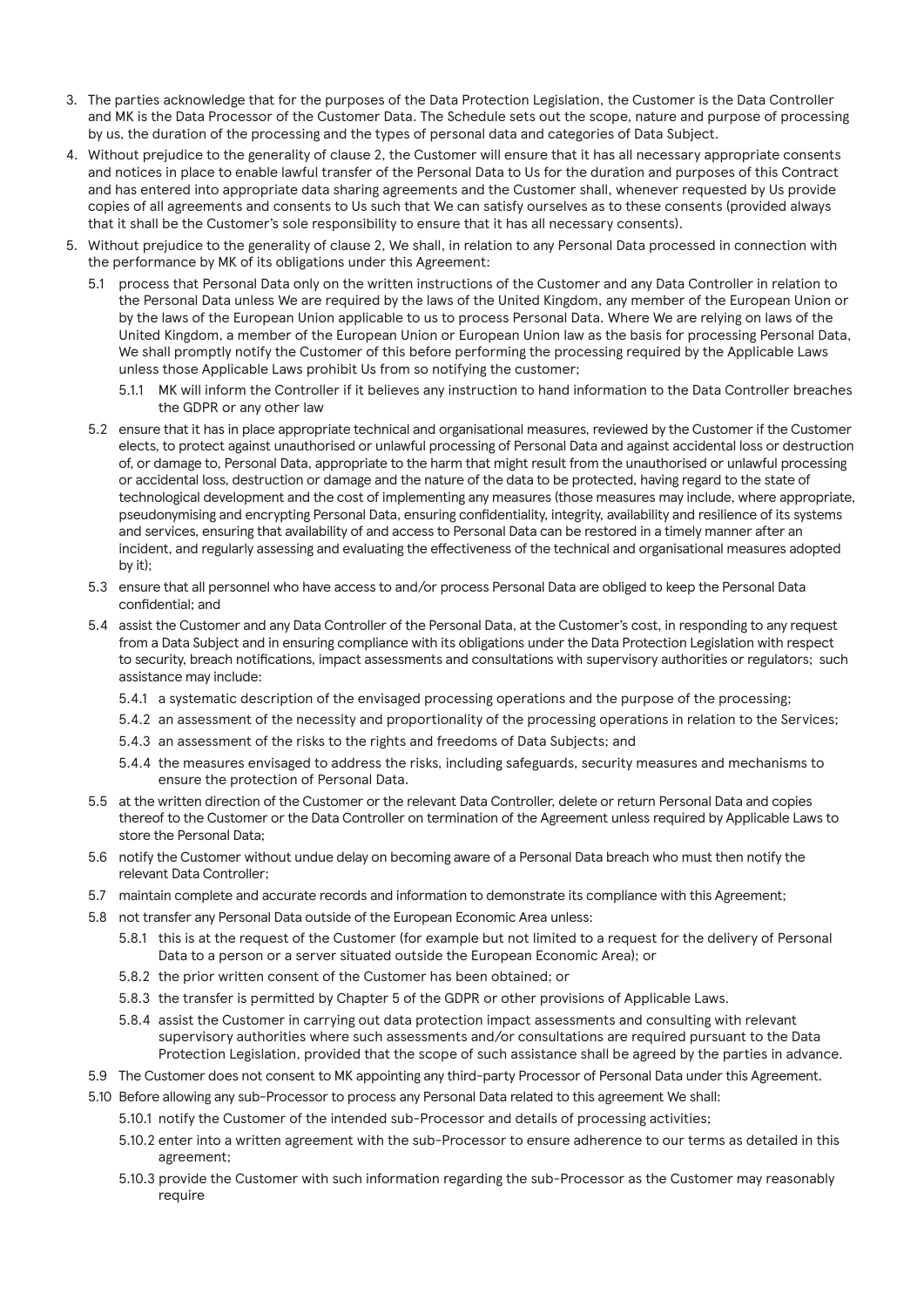3. The parties acknowledge that for the purposes of the Data Protection Legislation, the Customer is the Data Controller and MK is the Data Processor of the Customer Data. The Schedule sets out the scope, nature and purpose of processing by us, the duration of the processing and the types of personal data and categories of Data Subject.
4. Without prejudice to the generality of clause 2, the Customer will ensure that it has all necessary appropriate consents and notices in place to enable lawful transfer of the Personal Data to Us for the duration and purposes of this Contract and has entered into appropriate data sharing agreements and the Customer shall, whenever requested by Us provide copies of all agreements and consents to Us such that We can satisfy ourselves as to these consents (provided always that it shall be the Customer's sole responsibility to ensure that it has all necessary consents).
5. Without prejudice to the generality of clause 2, We shall, in relation to any Personal Data processed in connection with the performance by MK of its obligations under this Agreement:
   - 5.1 process that Personal Data only on the written instructions of the Customer and any Data Controller in relation to the Personal Data unless We are required by the laws of the United Kingdom, any member of the European Union or by the laws of the European Union applicable to us to process Personal Data. Where We are relying on laws of the United Kingdom, a member of the European Union or European Union law as the basis for processing Personal Data, We shall promptly notify the Customer of this before performing the processing required by the Applicable Laws unless those Applicable Laws prohibit Us from so notifying the customer;
     - 5.1.1 MK will inform the Controller if it believes any instruction to hand information to the Data Controller breaches the GDPR or any other law
   - 5.2 ensure that it has in place appropriate technical and organisational measures, reviewed by the Customer if the Customer elects, to protect against unauthorised or unlawful processing of Personal Data and against accidental loss or destruction of, or damage to, Personal Data, appropriate to the harm that might result from the unauthorised or unlawful processing or accidental loss, destruction or damage and the nature of the data to be protected, having regard to the state of technological development and the cost of implementing any measures (those measures may include, where appropriate, pseudonymising and encrypting Personal Data, ensuring confidentiality, integrity, availability and resilience of its systems and services, ensuring that availability of and access to Personal Data can be restored in a timely manner after an incident, and regularly assessing and evaluating the effectiveness of the technical and organisational measures adopted by it);
   - 5.3 ensure that all personnel who have access to and/or process Personal Data are obliged to keep the Personal Data confidential; and
   - 5.4 assist the Customer and any Data Controller of the Personal Data, at the Customer's cost, in responding to any request from a Data Subject and in ensuring compliance with its obligations under the Data Protection Legislation with respect to security, breach notifications, impact assessments and consultations with supervisory authorities or regulators; such assistance may include:
     - 5.4.1 a systematic description of the envisaged processing operations and the purpose of the processing;
     - 5.4.2 an assessment of the necessity and proportionality of the processing operations in relation to the Services;
     - 5.4.3 an assessment of the risks to the rights and freedoms of Data Subjects; and
     - 5.4.4 the measures envisaged to address the risks, including safeguards, security measures and mechanisms to ensure the protection of Personal Data.
   - 5.5 at the written direction of the Customer or the relevant Data Controller, delete or return Personal Data and copies thereof to the Customer or the Data Controller on termination of the Agreement unless required by Applicable Laws to store the Personal Data;
   - 5.6 notify the Customer without undue delay on becoming aware of a Personal Data breach who must then notify the relevant Data Controller;
   - 5.7 maintain complete and accurate records and information to demonstrate its compliance with this Agreement;
   - 5.8 not transfer any Personal Data outside of the European Economic Area unless:
     - 5.8.1 this is at the request of the Customer (for example but not limited to a request for the delivery of Personal Data to a person or a server situated outside the European Economic Area); or
     - 5.8.2 the prior written consent of the Customer has been obtained; or
     - 5.8.3 the transfer is permitted by Chapter 5 of the GDPR or other provisions of Applicable Laws.
     - 5.8.4 assist the Customer in carrying out data protection impact assessments and consulting with relevant supervisory authorities where such assessments and/or consultations are required pursuant to the Data Protection Legislation, provided that the scope of such assistance shall be agreed by the parties in advance.
   - 5.9 The Customer does not consent to MK appointing any third-party Processor of Personal Data under this Agreement.
   - 5.10 Before allowing any sub-Processor to process any Personal Data related to this agreement We shall:
     - 5.10.1 notify the Customer of the intended sub-Processor and details of processing activities;
     - 5.10.2 enter into a written agreement with the sub-Processor to ensure adherence to our terms as detailed in this agreement;
     - 5.10.3 provide the Customer with such information regarding the sub-Processor as the Customer may reasonably require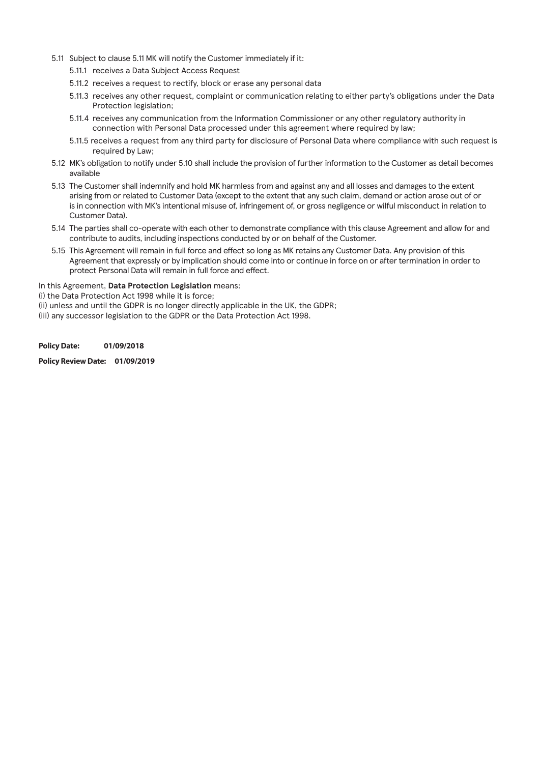5.11 Subject to clause 5.11 MK will notify the Customer immediately if it:

5.11.1 receives a Data Subject Access Request

5.11.2 receives a request to rectify, block or erase any personal data

5.11.3 receives any other request, complaint or communication relating to either party's obligations under the Data Protection legislation;

5.11.4 receives any communication from the Information Commissioner or any other regulatory authority in connection with Personal Data processed under this agreement where required by law;

5.11.5 receives a request from any third party for disclosure of Personal Data where compliance with such request is required by Law;

5.12 MK's obligation to notify under 5.10 shall include the provision of further information to the Customer as detail becomes available

5.13 The Customer shall indemnify and hold MK harmless from and against any and all losses and damages to the extent arising from or related to Customer Data (except to the extent that any such claim, demand or action arose out of or is in connection with MK's intentional misuse of, infringement of, or gross negligence or wilful misconduct in relation to Customer Data).

5.14 The parties shall co-operate with each other to demonstrate compliance with this clause Agreement and allow for and contribute to audits, including inspections conducted by or on behalf of the Customer.

5.15 This Agreement will remain in full force and effect so long as MK retains any Customer Data. Any provision of this Agreement that expressly or by implication should come into or continue in force on or after termination in order to protect Personal Data will remain in full force and effect.

In this Agreement, **Data Protection Legislation** means:

(i) the Data Protection Act 1998 while it is force;

(ii) unless and until the GDPR is no longer directly applicable in the UK, the GDPR;

(iii) any successor legislation to the GDPR or the Data Protection Act 1998.

**Policy Date: 01/09/2018**

**Policy Review Date: 01/09/2019**